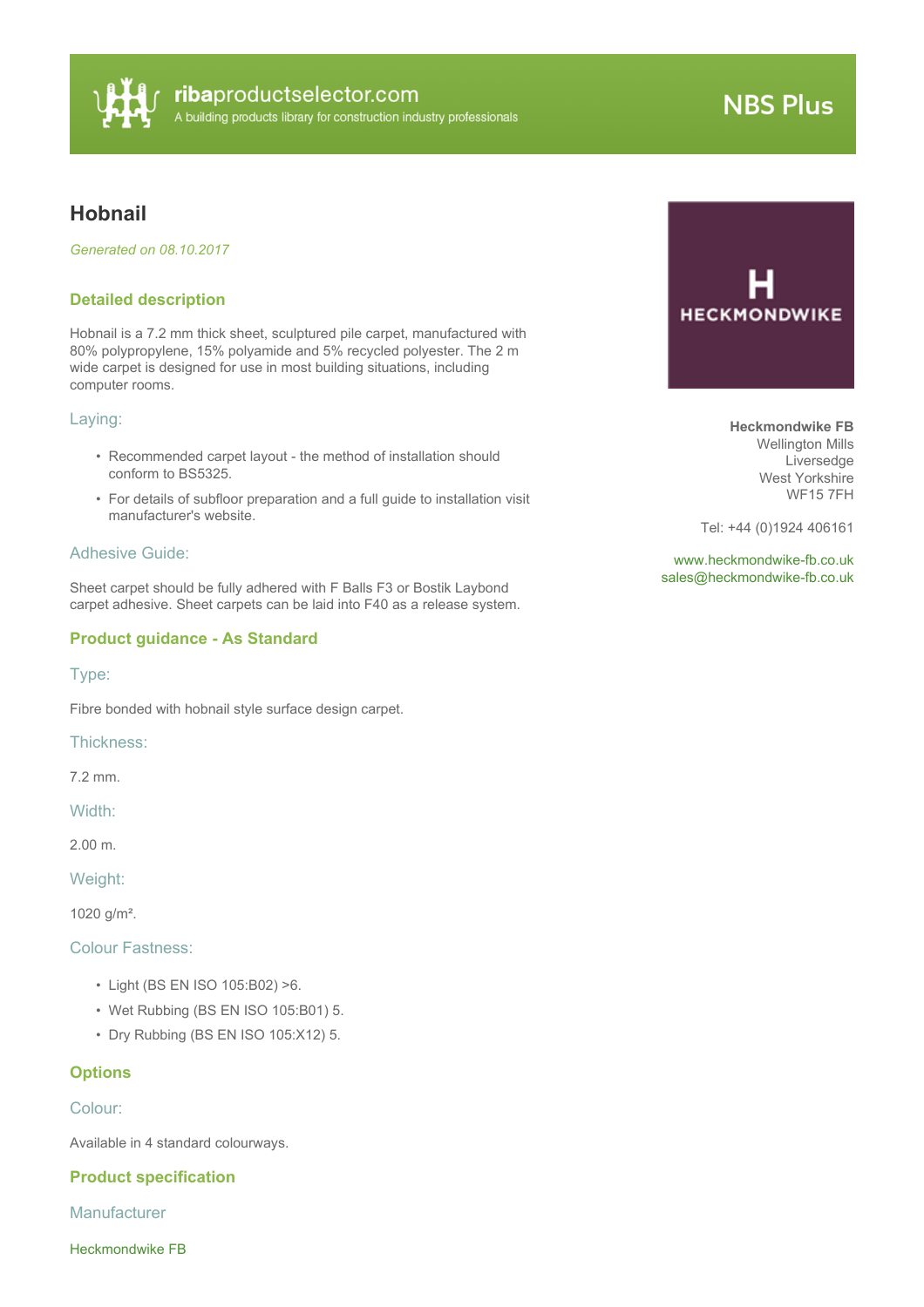ribaproductselector.com
A building products library for construction industry professionals

NBS Plus

# Hobnail

*Generated on 08.10.2017*

**Heckmondwike FB**
Wellington Mills
Liversedge
West Yorkshire
WF15 7FH

Tel: +44 (0)1924 406161

www.heckmondwike-fb.co.uk
sales@heckmondwike-fb.co.uk

## Detailed description

Hobnail is a 7.2 mm thick sheet, sculptured pile carpet, manufactured with 80% polypropylene, 15% polyamide and 5% recycled polyester. The 2 m wide carpet is designed for use in most building situations, including computer rooms.

### Laying:

- Recommended carpet layout - the method of installation should conform to BS5325.
- For details of subfloor preparation and a full guide to installation visit manufacturer's website.

### Adhesive Guide:

Sheet carpet should be fully adhered with F Balls F3 or Bostik Laybond carpet adhesive. Sheet carpets can be laid into F40 as a release system.

## Product guidance - As Standard

### Type:

Fibre bonded with hobnail style surface design carpet.

### Thickness:

7.2 mm.

### Width:

2.00 m.

### Weight:

1020 g/m².

### Colour Fastness:

- Light (BS EN ISO 105:B02) >6.
- Wet Rubbing (BS EN ISO 105:B01) 5.
- Dry Rubbing (BS EN ISO 105:X12) 5.

## Options

### Colour:

Available in 4 standard colourways.

## Product specification

### Manufacturer

Heckmondwike FB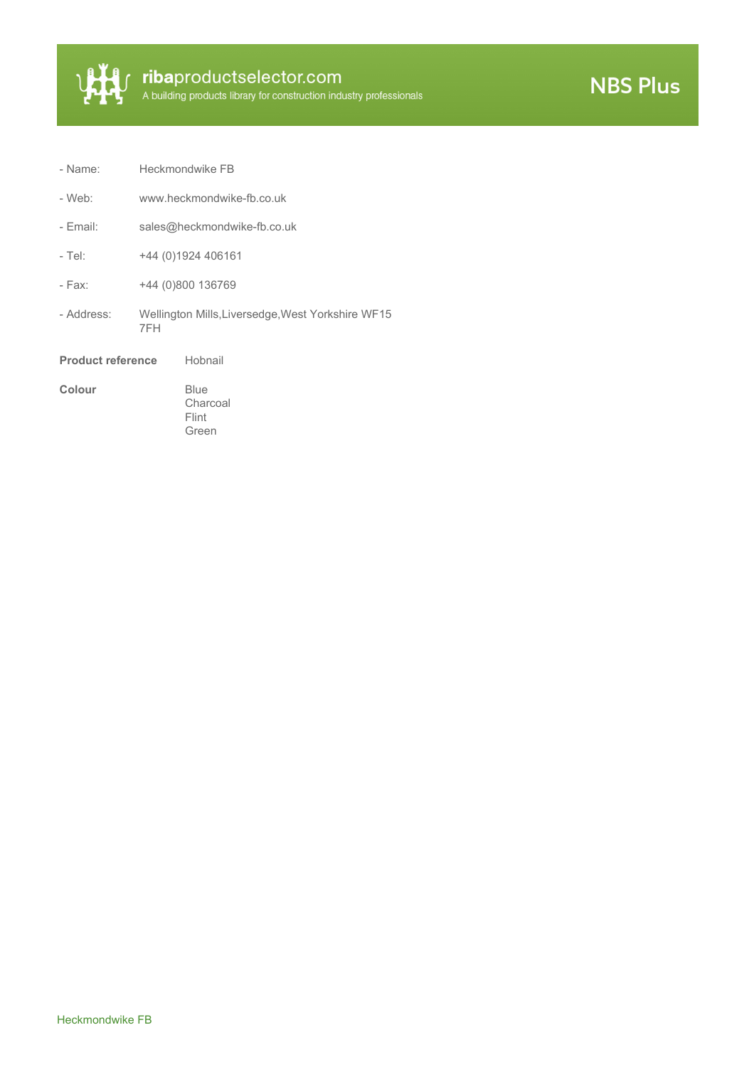- Name: Heckmondwike FB

- Web: www.heckmondwike-fb.co.uk

- Email: sales@heckmondwike-fb.co.uk

- Tel: +44 (0)1924 406161

- Fax: +44 (0)800 136769

- Address: Wellington Mills,Liversedge,West Yorkshire WF15 7FH

| | |
|---|---|
| **Product reference** | Hobnail |
| **Colour** | Blue<br>Charcoal<br>Flint<br>Green |